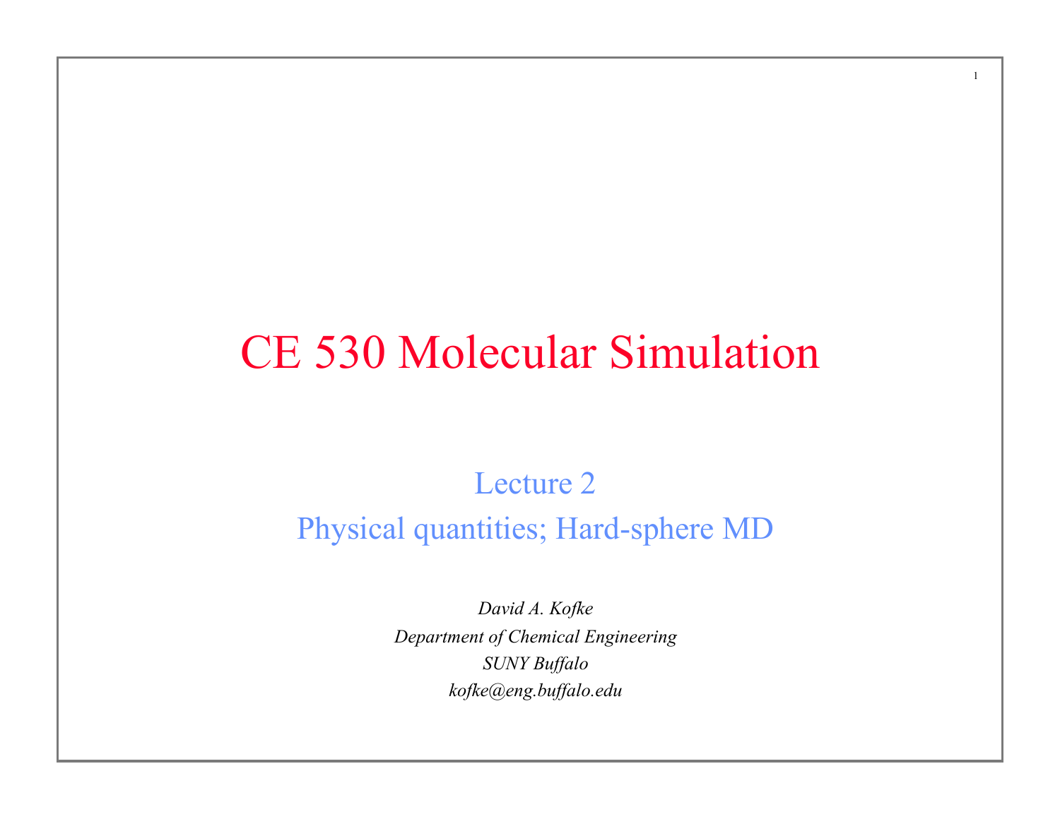# CE 530 Molecular Simulation

## Lecture 2

## Physical quantities; Hard-sphere MD

*David A. Kofke*

*Department of Chemical Engineering*

*SUNY Buffalo*

*kofke@eng.buffalo.edu*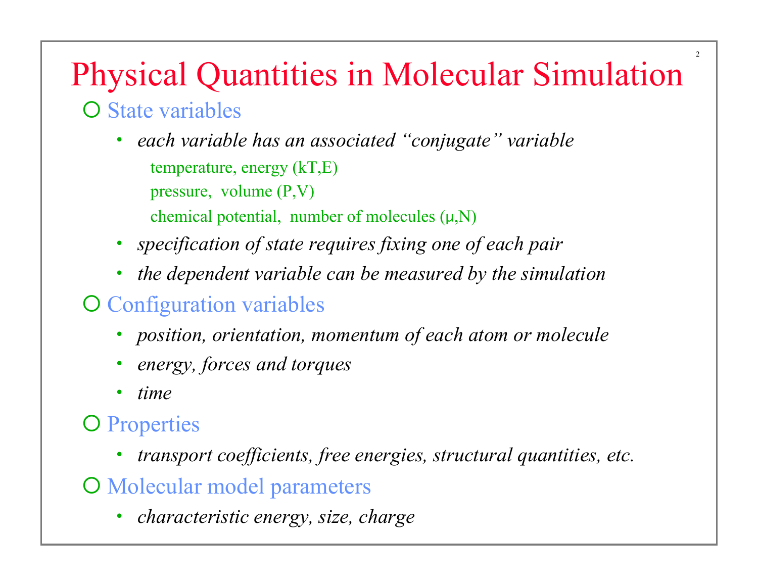# Physical Quantities in Molecular Simulation

- State variables
  - *each variable has an associated "conjugate" variable*
    - temperature, energy ($kT$,$E$)
    - pressure, volume ($P$,$V$)
    - chemical potential, number of molecules ($\mu$,$N$)
  - *specification of state requires fixing one of each pair*
  - *the dependent variable can be measured by the simulation*
- Configuration variables
  - *position, orientation, momentum of each atom or molecule*
  - *energy, forces and torques*
  - *time*
- Properties
  - *transport coefficients, free energies, structural quantities, etc.*
- Molecular model parameters
  - *characteristic energy, size, charge*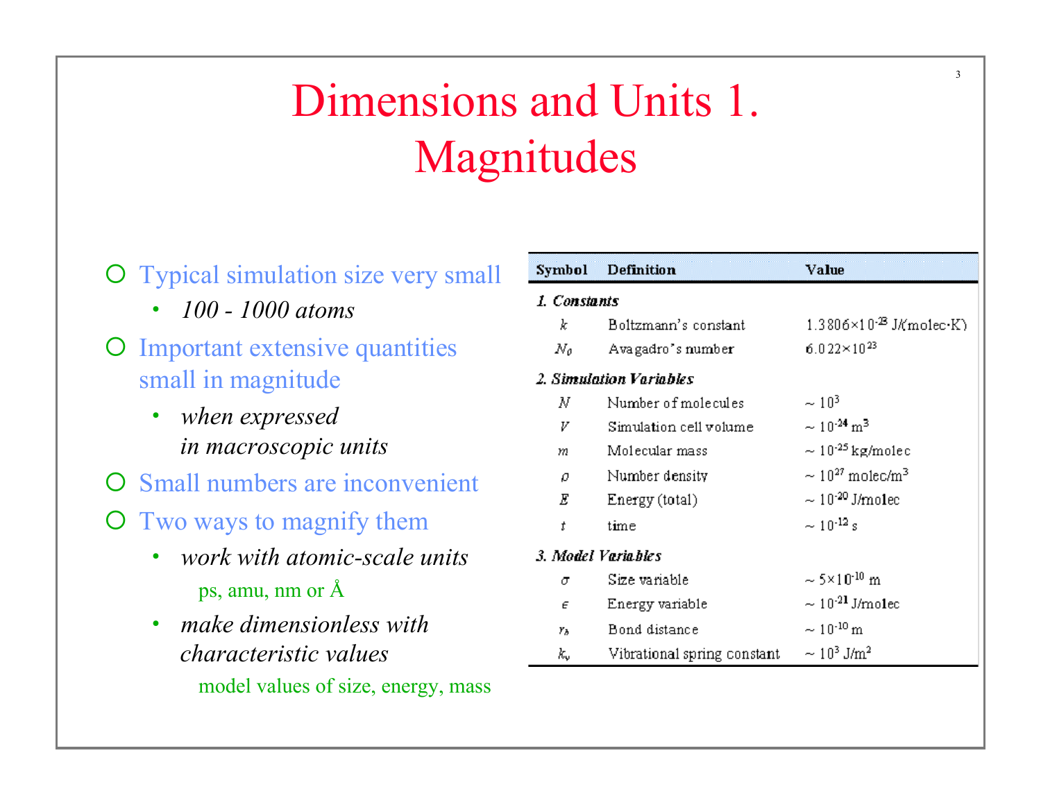# Dimensions and Units 1. Magnitudes

- Typical simulation size very small
  - *100 - 1000 atoms*
- Important extensive quantities small in magnitude
  - *when expressed in macroscopic units*
- Small numbers are inconvenient
- Two ways to magnify them
  - *work with atomic-scale units*

    ps, amu, nm or Å
  - *make dimensionless with characteristic values*

    model values of size, energy, mass

| Symbol | Definition | Value |
|---|---|---|
| ***1. Constants*** | | |
| $k$ | Boltzmann's constant | $1.3806\times10^{-23}$ J/(molec·K) |
| $N_0$ | Avagadro's number | $6.022\times10^{23}$ |
| ***2. Simulation Variables*** | | |
| $N$ | Number of molecules | $\sim 10^{3}$ |
| $V$ | Simulation cell volume | $\sim 10^{-24}$ m$^3$ |
| $m$ | Molecular mass | $\sim 10^{-25}$ kg/molec |
| $\rho$ | Number density | $\sim 10^{27}$ molec/m$^3$ |
| $E$ | Energy (total) | $\sim 10^{-20}$ J/molec |
| $t$ | time | $\sim 10^{-12}$ s |
| ***3. Model Variables*** | | |
| $\sigma$ | Size variable | $\sim 5\times10^{-10}$ m |
| $\epsilon$ | Energy variable | $\sim 10^{-21}$ J/molec |
| $r_b$ | Bond distance | $\sim 10^{-10}$ m |
| $k_v$ | Vibrational spring constant | $\sim 10^{3}$ J/m$^2$ |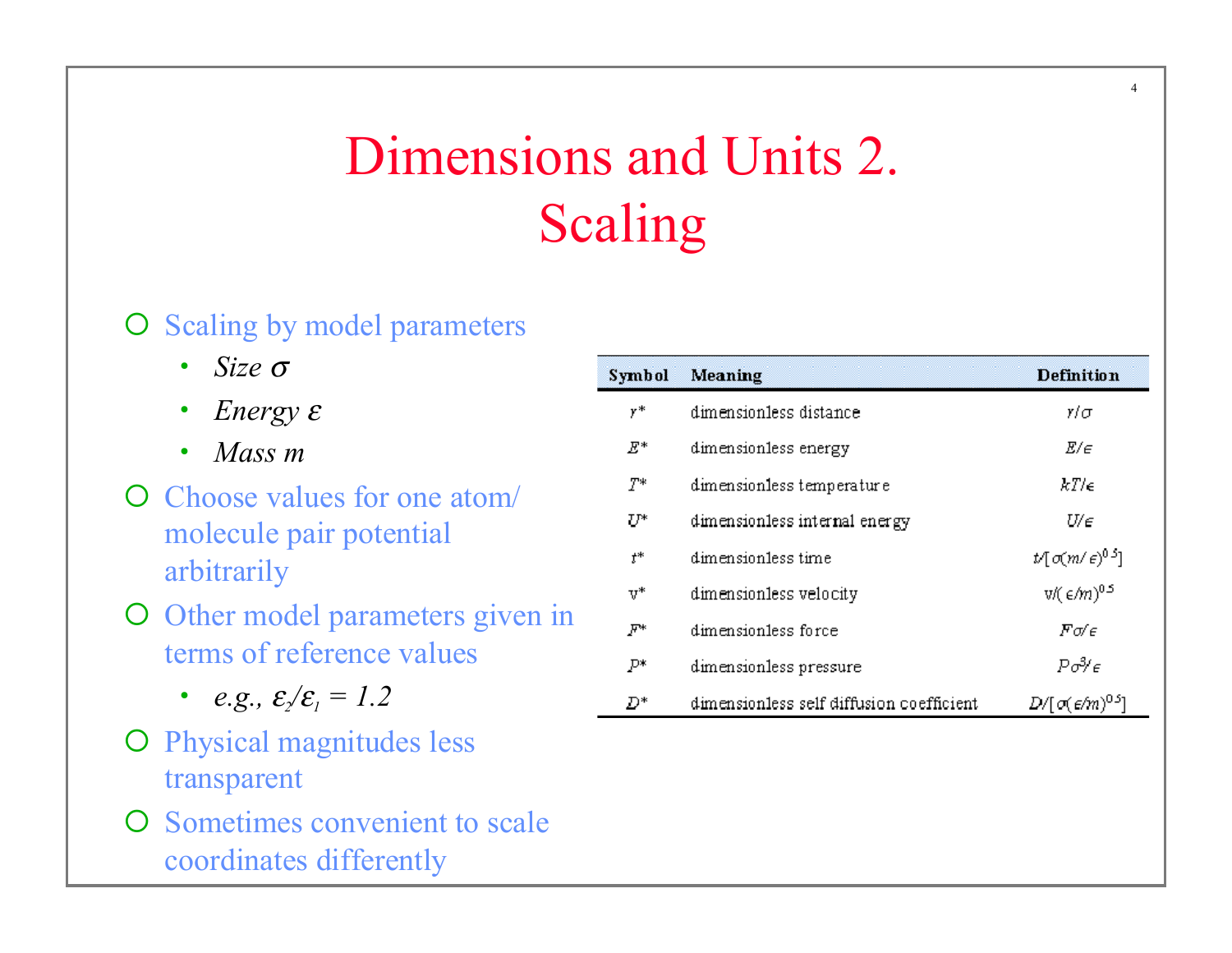# Dimensions and Units 2. Scaling

- Scaling by model parameters
  - *Size* $\sigma$
  - *Energy* $\varepsilon$
  - *Mass m*
- Choose values for one atom/ molecule pair potential arbitrarily
- Other model parameters given in terms of reference values
  - *e.g.,* $\varepsilon_2/\varepsilon_1 = 1.2$
- Physical magnitudes less transparent
- Sometimes convenient to scale coordinates differently

| Symbol | Meaning | Definition |
|---|---|---|
| $r^*$ | dimensionless distance | $r/\sigma$ |
| $E^*$ | dimensionless energy | $E/\epsilon$ |
| $T^*$ | dimensionless temperature | $kT/\epsilon$ |
| $U^*$ | dimensionless internal energy | $U/\epsilon$ |
| $t^*$ | dimensionless time | $t/[\sigma(m/\epsilon)^{0.5}]$ |
| $v^*$ | dimensionless velocity | $v/(\epsilon/m)^{0.5}$ |
| $F^*$ | dimensionless force | $F\sigma/\epsilon$ |
| $P^*$ | dimensionless pressure | $P\sigma^3/\epsilon$ |
| $D^*$ | dimensionless self diffusion coefficient | $D/[\sigma(\epsilon/m)^{0.5}]$ |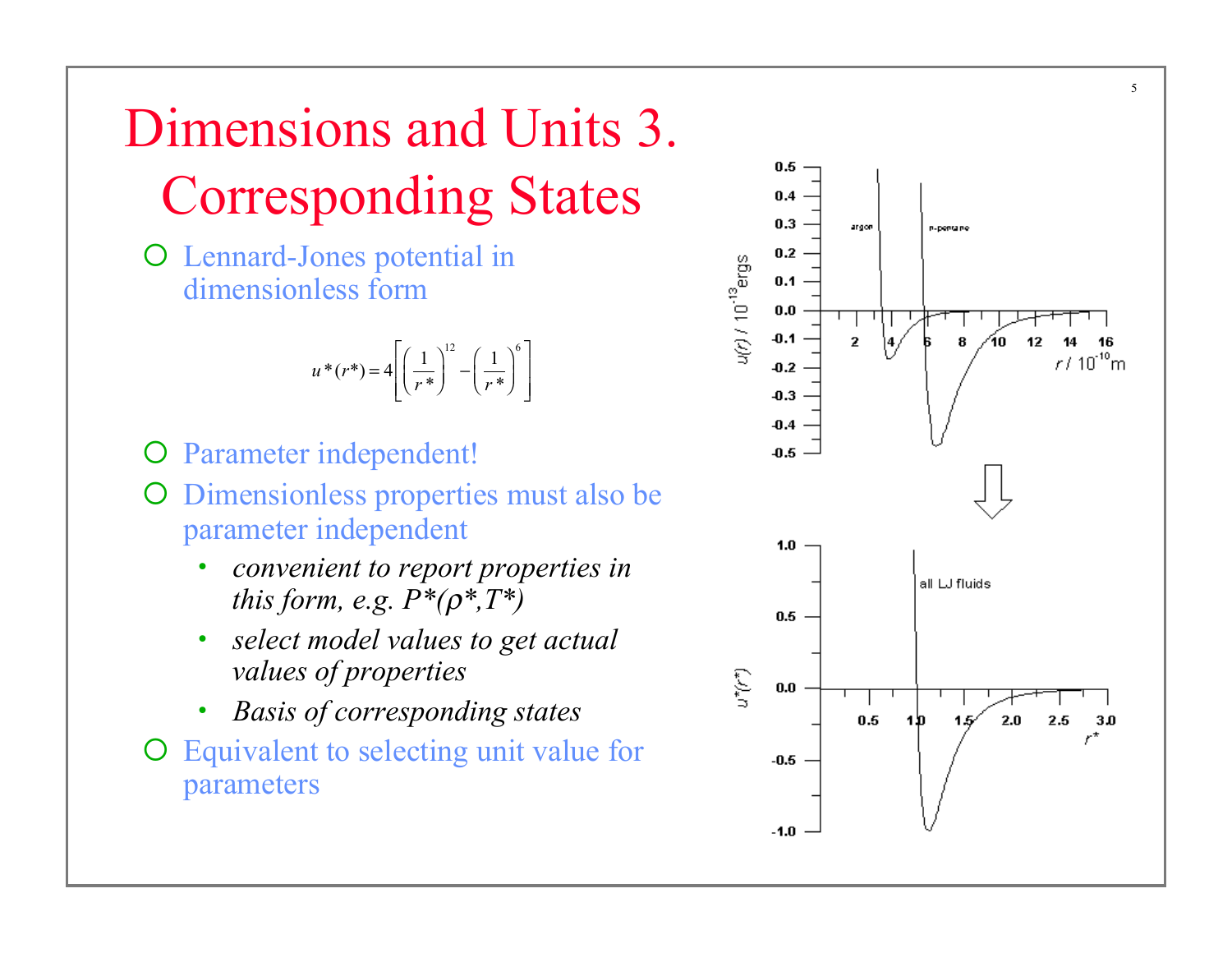# Dimensions and Units 3. Corresponding States

- Lennard-Jones potential in dimensionless form

$$u^*(r^*) = 4\left[\left(\frac{1}{r^*}\right)^{12} - \left(\frac{1}{r^*}\right)^{6}\right]$$

- Parameter independent!
- Dimensionless properties must also be parameter independent
  - *convenient to report properties in this form, e.g. $P^*(\rho^*, T^*)$*
  - *select model values to get actual values of properties*
  - *Basis of corresponding states*
- Equivalent to selecting unit value for parameters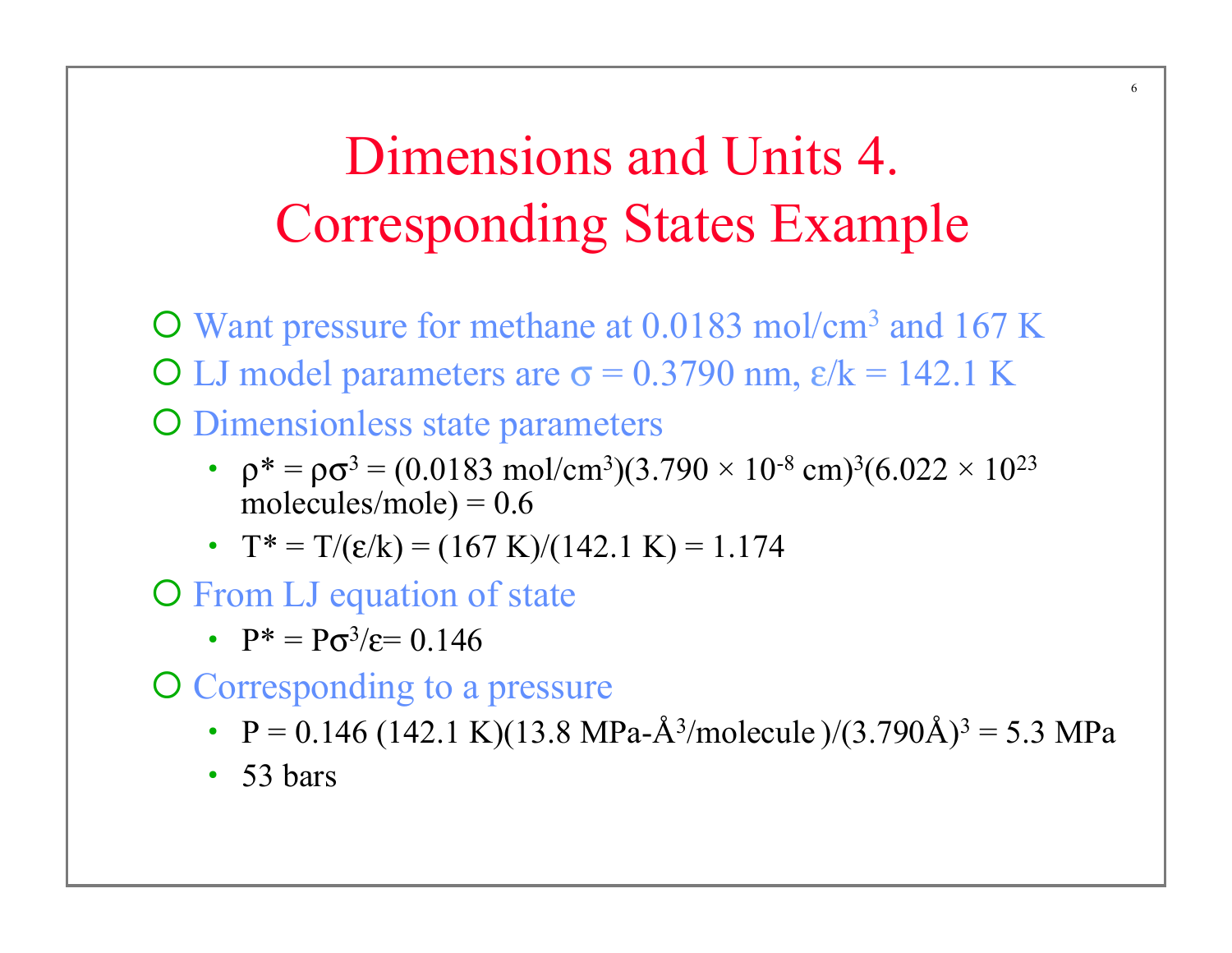# Dimensions and Units 4. Corresponding States Example

- Want pressure for methane at 0.0183 mol/cm$^3$ and 167 K
- LJ model parameters are $\sigma$ = 0.3790 nm, $\varepsilon/k$ = 142.1 K
- Dimensionless state parameters
  - $\rho^* = \rho\sigma^3 = (0.0183 \text{ mol/cm}^3)(3.790 \times 10^{-8} \text{ cm})^3(6.022 \times 10^{23} \text{ molecules/mole}) = 0.6$
  - $T^* = T/(\varepsilon/k) = (167 \text{ K})/(142.1 \text{ K}) = 1.174$
- From LJ equation of state
  - $P^* = P\sigma^3/\varepsilon = 0.146$
- Corresponding to a pressure
  - $P = 0.146\ (142.1 \text{ K})(13.8 \text{ MPa-Å}^3\text{/molecule})/(3.790\text{Å})^3 = 5.3 \text{ MPa}$
  - 53 bars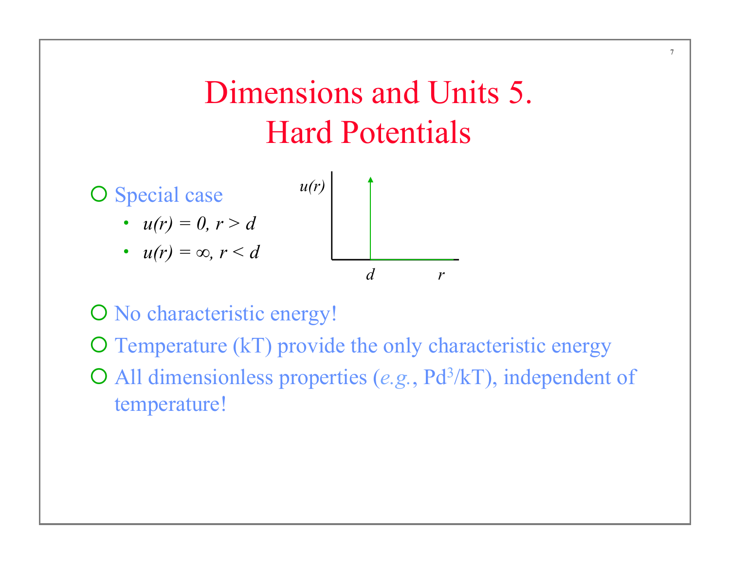# Dimensions and Units 5. Hard Potentials

- Special case
  - $u(r) = 0, r > d$
  - $u(r) = \infty, r < d$
- No characteristic energy!
- Temperature (kT) provide the only characteristic energy
- All dimensionless properties (*e.g.*, $Pd^3/kT$), independent of temperature!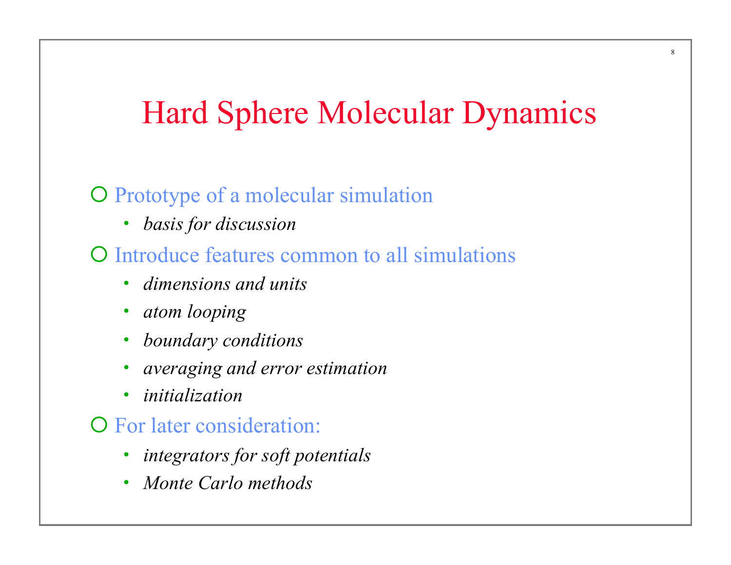# Hard Sphere Molecular Dynamics

- Prototype of a molecular simulation
  - *basis for discussion*
- Introduce features common to all simulations
  - *dimensions and units*
  - *atom looping*
  - *boundary conditions*
  - *averaging and error estimation*
  - *initialization*
- For later consideration:
  - *integrators for soft potentials*
  - *Monte Carlo methods*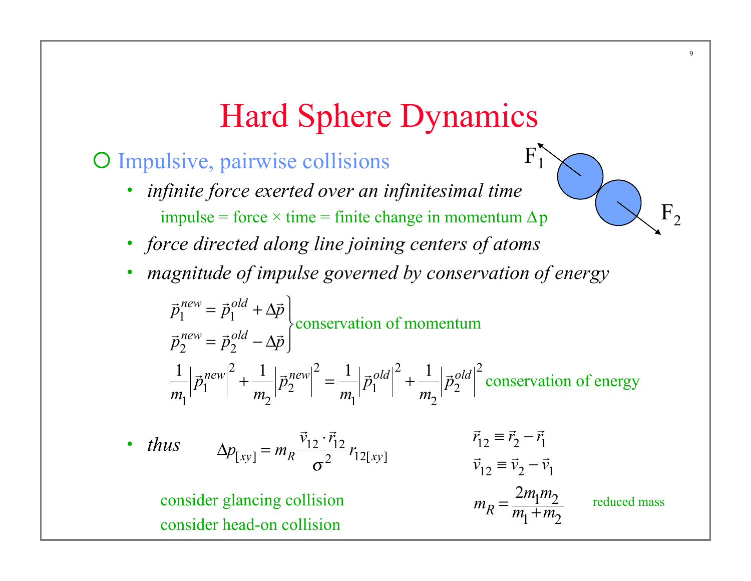# Hard Sphere Dynamics

- Impulsive, pairwise collisions
  - *infinite force exerted over an infinitesimal time*

    impulse = force × time = finite change in momentum $\Delta$p
  - *force directed along line joining centers of atoms*
  - *magnitude of impulse governed by conservation of energy*

$$\left.\begin{aligned} \vec{p}_1^{\,new} &= \vec{p}_1^{\,old} + \Delta\vec{p} \\ \vec{p}_2^{\,new} &= \vec{p}_2^{\,old} - \Delta\vec{p} \end{aligned}\right\} \text{conservation of momentum}$$

$$\frac{1}{m_1}\left|\vec{p}_1^{\,new}\right|^2 + \frac{1}{m_2}\left|\vec{p}_2^{\,new}\right|^2 = \frac{1}{m_1}\left|\vec{p}_1^{\,old}\right|^2 + \frac{1}{m_2}\left|\vec{p}_2^{\,old}\right|^2 \quad \text{conservation of energy}$$

  - *thus* $\quad \Delta p_{[xy]} = m_R \dfrac{\vec{v}_{12} \cdot \vec{r}_{12}}{\sigma^2} r_{12[xy]}$

$$\vec{r}_{12} \equiv \vec{r}_2 - \vec{r}_1$$

$$\vec{v}_{12} \equiv \vec{v}_2 - \vec{v}_1$$

$$m_R = \frac{2m_1 m_2}{m_1 + m_2} \quad \text{reduced mass}$$

consider glancing collision

consider head-on collision

F1 F2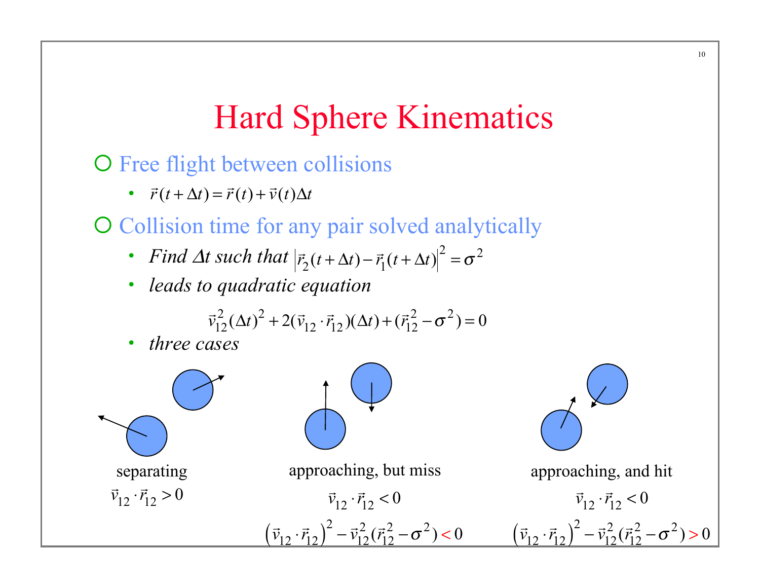# Hard Sphere Kinematics

- Free flight between collisions
  - $\vec{r}(t+\Delta t) = \vec{r}(t) + \vec{v}(t)\Delta t$
- Collision time for any pair solved analytically
  - *Find $\Delta t$ such that* $\left|\vec{r}_2(t+\Delta t) - \vec{r}_1(t+\Delta t)\right|^2 = \sigma^2$
  - *leads to quadratic equation*

$$\vec{v}_{12}^2(\Delta t)^2 + 2(\vec{v}_{12}\cdot\vec{r}_{12})(\Delta t) + (\vec{r}_{12}^2 - \sigma^2) = 0$$

  - *three cases*

separating

$\vec{v}_{12}\cdot\vec{r}_{12} > 0$

approaching, but miss

$\vec{v}_{12}\cdot\vec{r}_{12} < 0$

$\left(\vec{v}_{12}\cdot\vec{r}_{12}\right)^2 - \vec{v}_{12}^2(\vec{r}_{12}^2 - \sigma^2) < 0$

approaching, and hit

$\vec{v}_{12}\cdot\vec{r}_{12} < 0$

$\left(\vec{v}_{12}\cdot\vec{r}_{12}\right)^2 - \vec{v}_{12}^2(\vec{r}_{12}^2 - \sigma^2) > 0$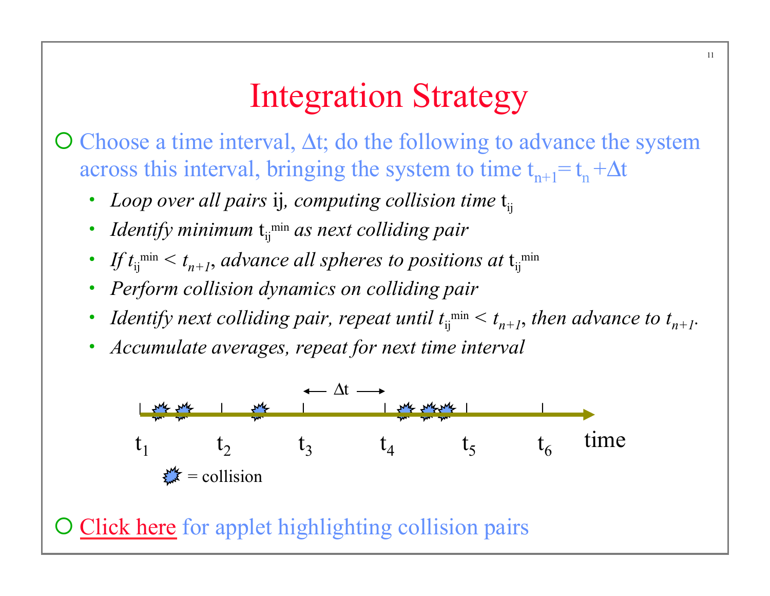# Integration Strategy

- Choose a time interval, $\Delta t$; do the following to advance the system across this interval, bringing the system to time $t_{n+1} = t_n + \Delta t$
  - *Loop over all pairs* ij*, computing collision time* $t_{ij}$
  - *Identify minimum* $t_{ij}^{min}$ *as next colliding pair*
  - *If* $t_{ij}^{min} < t_{n+1}$*, advance all spheres to positions at* $t_{ij}^{min}$
  - *Perform collision dynamics on colliding pair*
  - *Identify next colliding pair, repeat until* $t_{ij}^{min} < t_{n+1}$*, then advance to* $t_{n+1}$*.*
  - *Accumulate averages, repeat for next time interval*

$\Delta t$

$t_1$ $t_2$ $t_3$ $t_4$ $t_5$ $t_6$ time

= collision

- Click here for applet highlighting collision pairs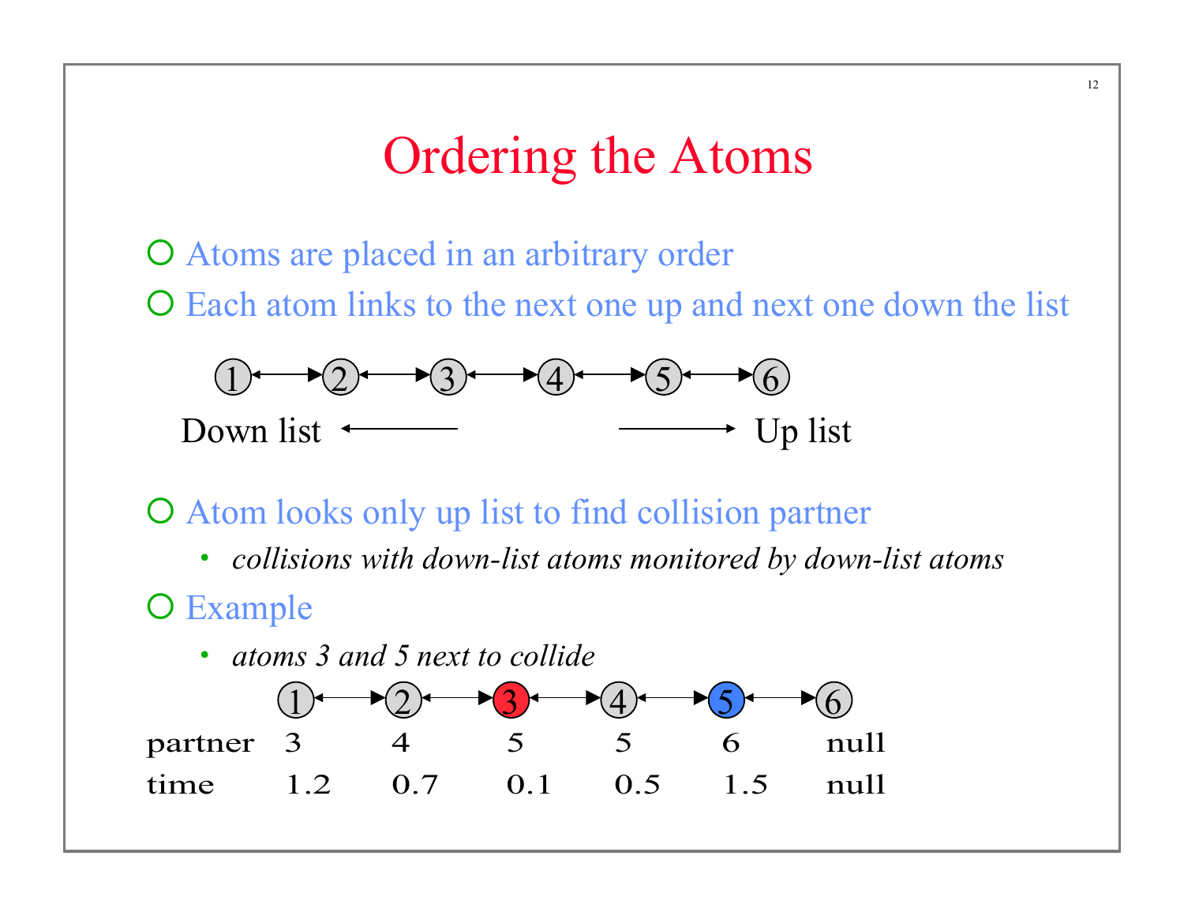# Ordering the Atoms

- Atoms are placed in an arbitrary order
- Each atom links to the next one up and next one down the list

1 ↔ 2 ↔ 3 ↔ 4 ↔ 5 ↔ 6

Down list ←  → Up list

- Atom looks only up list to find collision partner
  - *collisions with down-list atoms monitored by down-list atoms*
- Example
  - *atoms 3 and 5 next to collide*

| | 1 | 2 | 3 | 4 | 5 | 6 |
|---|---|---|---|---|---|---|
| partner | 3 | 4 | 5 | 5 | 6 | null |
| time | 1.2 | 0.7 | 0.1 | 0.5 | 1.5 | null |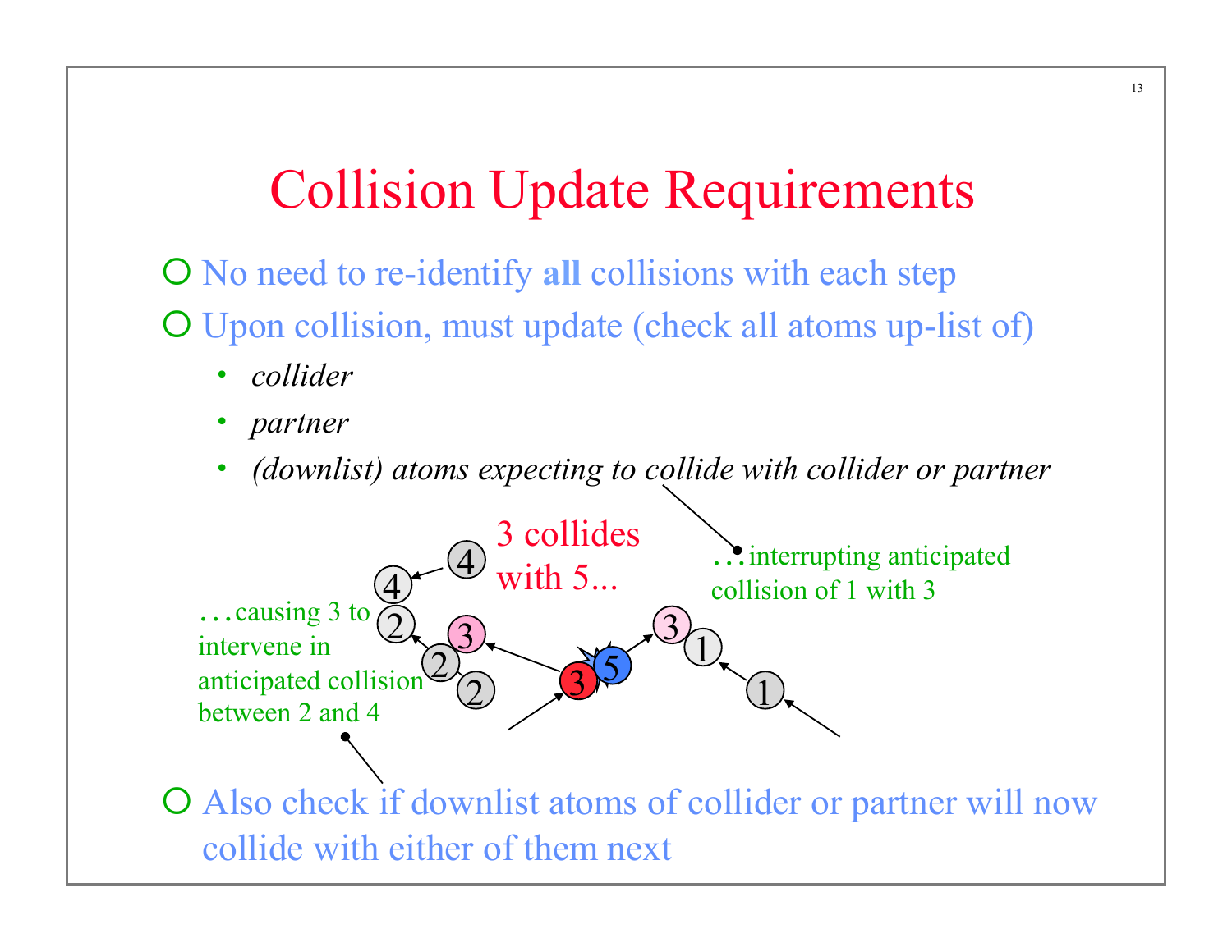# Collision Update Requirements

- No need to re-identify **all** collisions with each step
- Upon collision, must update (check all atoms up-list of)
  - *collider*
  - *partner*
  - *(downlist) atoms expecting to collide with collider or partner*

3 collides with 5...

…interrupting anticipated collision of 1 with 3

…causing 3 to intervene in anticipated collision between 2 and 4

- Also check if downlist atoms of collider or partner will now collide with either of them next